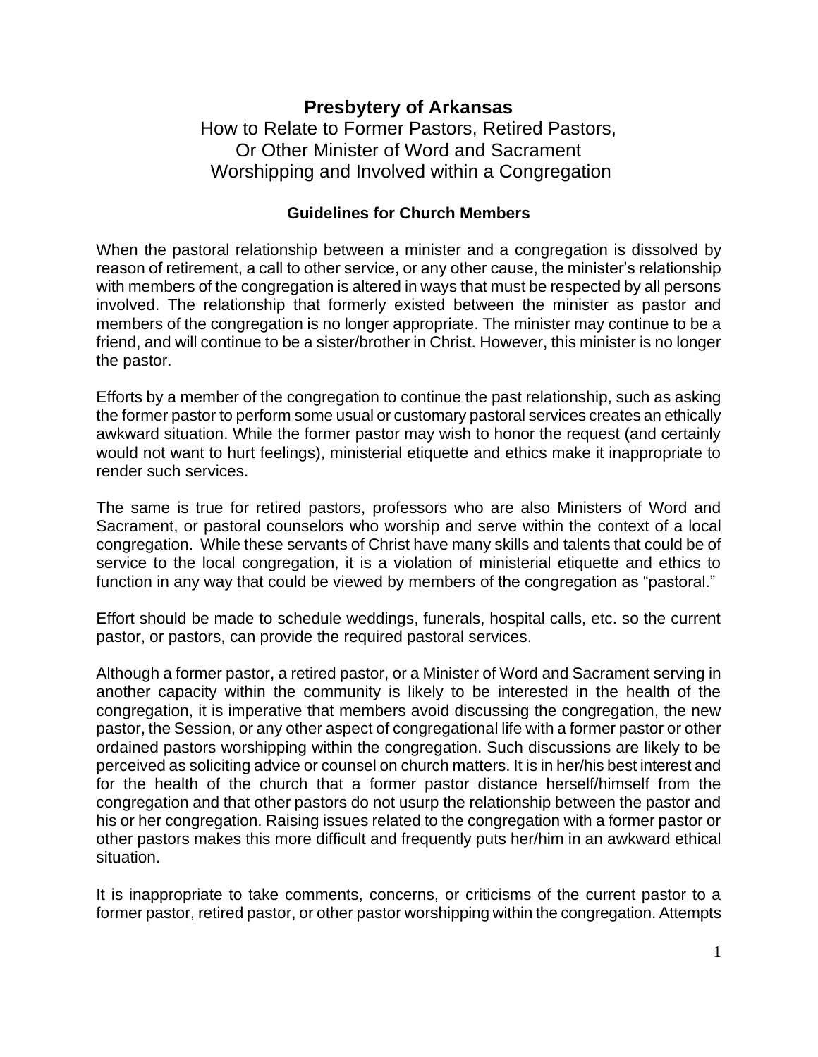# Presbytery of Arkansas

## How to Relate to Former Pastors, Retired Pastors, Or Other Minister of Word and Sacrament Worshipping and Involved within a Congregation

### Guidelines for Church Members

When the pastoral relationship between a minister and a congregation is dissolved by reason of retirement, a call to other service, or any other cause, the minister's relationship with members of the congregation is altered in ways that must be respected by all persons involved. The relationship that formerly existed between the minister as pastor and members of the congregation is no longer appropriate. The minister may continue to be a friend, and will continue to be a sister/brother in Christ. However, this minister is no longer the pastor.

Efforts by a member of the congregation to continue the past relationship, such as asking the former pastor to perform some usual or customary pastoral services creates an ethically awkward situation. While the former pastor may wish to honor the request (and certainly would not want to hurt feelings), ministerial etiquette and ethics make it inappropriate to render such services.

The same is true for retired pastors, professors who are also Ministers of Word and Sacrament, or pastoral counselors who worship and serve within the context of a local congregation. While these servants of Christ have many skills and talents that could be of service to the local congregation, it is a violation of ministerial etiquette and ethics to function in any way that could be viewed by members of the congregation as "pastoral."

Effort should be made to schedule weddings, funerals, hospital calls, etc. so the current pastor, or pastors, can provide the required pastoral services.

Although a former pastor, a retired pastor, or a Minister of Word and Sacrament serving in another capacity within the community is likely to be interested in the health of the congregation, it is imperative that members avoid discussing the congregation, the new pastor, the Session, or any other aspect of congregational life with a former pastor or other ordained pastors worshipping within the congregation. Such discussions are likely to be perceived as soliciting advice or counsel on church matters. It is in her/his best interest and for the health of the church that a former pastor distance herself/himself from the congregation and that other pastors do not usurp the relationship between the pastor and his or her congregation. Raising issues related to the congregation with a former pastor or other pastors makes this more difficult and frequently puts her/him in an awkward ethical situation.

It is inappropriate to take comments, concerns, or criticisms of the current pastor to a former pastor, retired pastor, or other pastor worshipping within the congregation. Attempts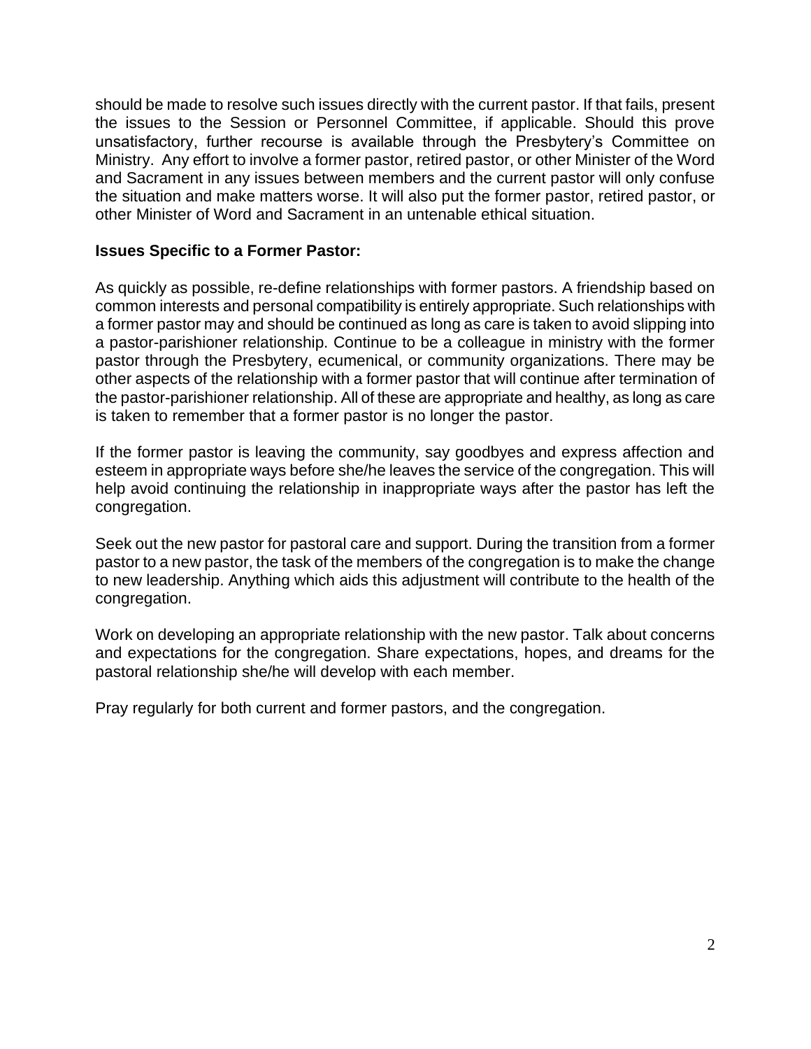should be made to resolve such issues directly with the current pastor. If that fails, present the issues to the Session or Personnel Committee, if applicable. Should this prove unsatisfactory, further recourse is available through the Presbytery's Committee on Ministry. Any effort to involve a former pastor, retired pastor, or other Minister of the Word and Sacrament in any issues between members and the current pastor will only confuse the situation and make matters worse. It will also put the former pastor, retired pastor, or other Minister of Word and Sacrament in an untenable ethical situation.

**Issues Specific to a Former Pastor:**

As quickly as possible, re-define relationships with former pastors. A friendship based on common interests and personal compatibility is entirely appropriate. Such relationships with a former pastor may and should be continued as long as care is taken to avoid slipping into a pastor-parishioner relationship. Continue to be a colleague in ministry with the former pastor through the Presbytery, ecumenical, or community organizations. There may be other aspects of the relationship with a former pastor that will continue after termination of the pastor-parishioner relationship. All of these are appropriate and healthy, as long as care is taken to remember that a former pastor is no longer the pastor.

If the former pastor is leaving the community, say goodbyes and express affection and esteem in appropriate ways before she/he leaves the service of the congregation. This will help avoid continuing the relationship in inappropriate ways after the pastor has left the congregation.

Seek out the new pastor for pastoral care and support. During the transition from a former pastor to a new pastor, the task of the members of the congregation is to make the change to new leadership. Anything which aids this adjustment will contribute to the health of the congregation.

Work on developing an appropriate relationship with the new pastor. Talk about concerns and expectations for the congregation. Share expectations, hopes, and dreams for the pastoral relationship she/he will develop with each member.

Pray regularly for both current and former pastors, and the congregation.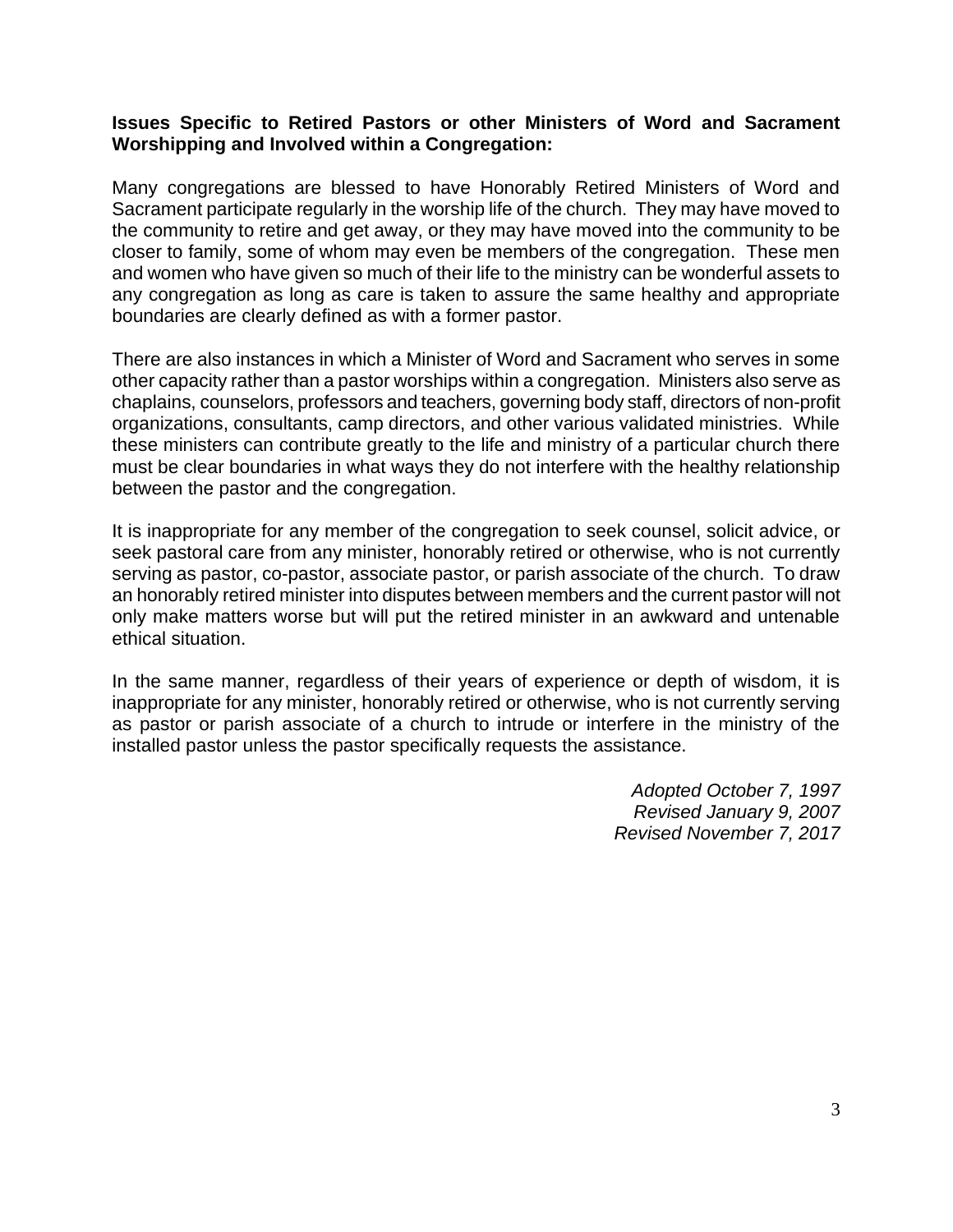**Issues Specific to Retired Pastors or other Ministers of Word and Sacrament Worshipping and Involved within a Congregation:**

Many congregations are blessed to have Honorably Retired Ministers of Word and Sacrament participate regularly in the worship life of the church. They may have moved to the community to retire and get away, or they may have moved into the community to be closer to family, some of whom may even be members of the congregation. These men and women who have given so much of their life to the ministry can be wonderful assets to any congregation as long as care is taken to assure the same healthy and appropriate boundaries are clearly defined as with a former pastor.

There are also instances in which a Minister of Word and Sacrament who serves in some other capacity rather than a pastor worships within a congregation. Ministers also serve as chaplains, counselors, professors and teachers, governing body staff, directors of non-profit organizations, consultants, camp directors, and other various validated ministries. While these ministers can contribute greatly to the life and ministry of a particular church there must be clear boundaries in what ways they do not interfere with the healthy relationship between the pastor and the congregation.

It is inappropriate for any member of the congregation to seek counsel, solicit advice, or seek pastoral care from any minister, honorably retired or otherwise, who is not currently serving as pastor, co-pastor, associate pastor, or parish associate of the church. To draw an honorably retired minister into disputes between members and the current pastor will not only make matters worse but will put the retired minister in an awkward and untenable ethical situation.

In the same manner, regardless of their years of experience or depth of wisdom, it is inappropriate for any minister, honorably retired or otherwise, who is not currently serving as pastor or parish associate of a church to intrude or interfere in the ministry of the installed pastor unless the pastor specifically requests the assistance.

*Adopted October 7, 1997*
*Revised January 9, 2007*
*Revised November 7, 2017*